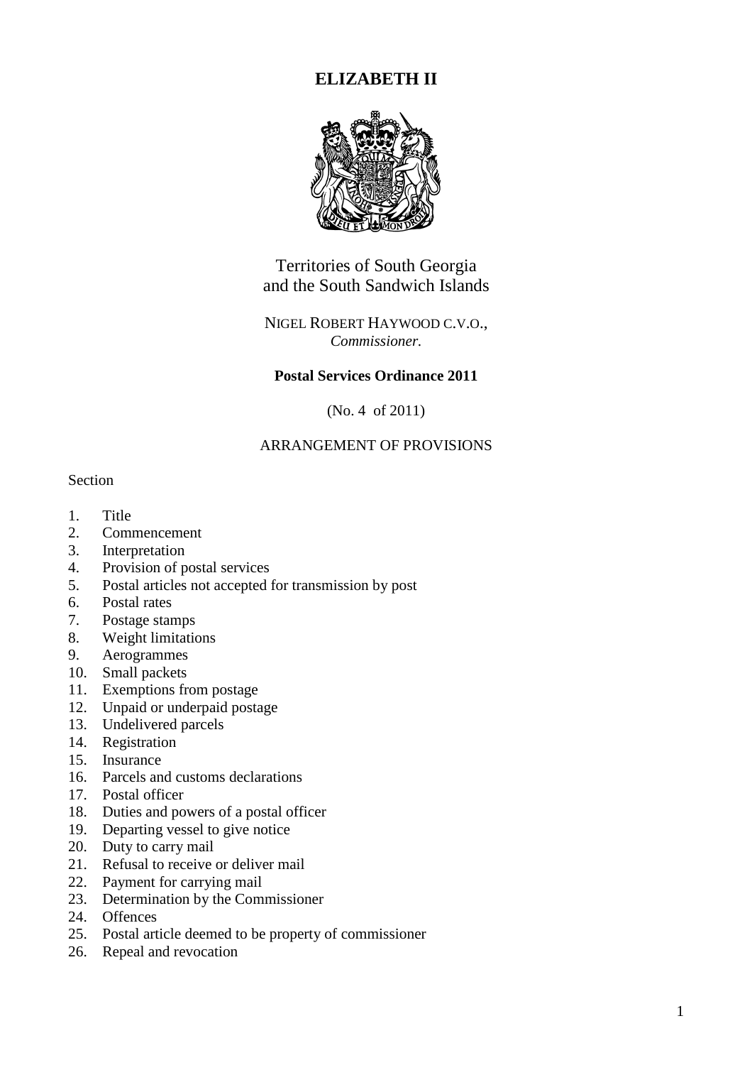# ELIZABETH II

Territories of South Georgia
and the South Sandwich Islands

NIGEL ROBERT HAYWOOD C.V.O.,
*Commissioner.*

**Postal Services Ordinance 2011**

(No. 4 of 2011)

ARRANGEMENT OF PROVISIONS

Section

1. Title
2. Commencement
3. Interpretation
4. Provision of postal services
5. Postal articles not accepted for transmission by post
6. Postal rates
7. Postage stamps
8. Weight limitations
9. Aerogrammes
10. Small packets
11. Exemptions from postage
12. Unpaid or underpaid postage
13. Undelivered parcels
14. Registration
15. Insurance
16. Parcels and customs declarations
17. Postal officer
18. Duties and powers of a postal officer
19. Departing vessel to give notice
20. Duty to carry mail
21. Refusal to receive or deliver mail
22. Payment for carrying mail
23. Determination by the Commissioner
24. Offences
25. Postal article deemed to be property of commissioner
26. Repeal and revocation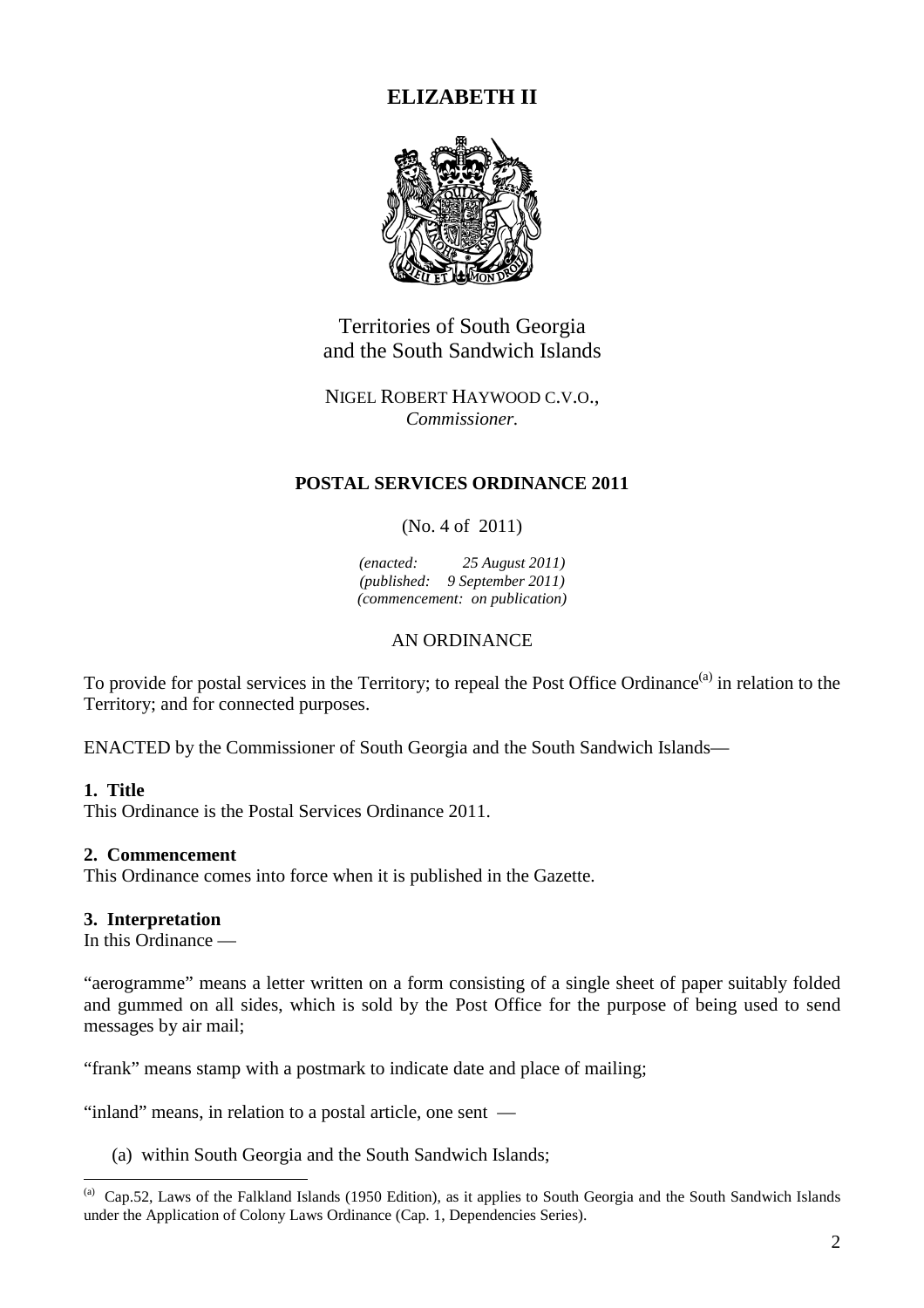# ELIZABETH II

Territories of South Georgia
and the South Sandwich Islands

NIGEL ROBERT HAYWOOD C.V.O.,
*Commissioner.*

## POSTAL SERVICES ORDINANCE 2011

(No. 4 of 2011)

*(enacted: 25 August 2011)*
*(published: 9 September 2011)*
*(commencement: on publication)*

AN ORDINANCE

To provide for postal services in the Territory; to repeal the Post Office Ordinance[(a)] in relation to the Territory; and for connected purposes.

ENACTED by the Commissioner of South Georgia and the South Sandwich Islands—

### 1. Title

This Ordinance is the Postal Services Ordinance 2011.

### 2. Commencement

This Ordinance comes into force when it is published in the Gazette.

### 3. Interpretation

In this Ordinance —

"aerogramme" means a letter written on a form consisting of a single sheet of paper suitably folded and gummed on all sides, which is sold by the Post Office for the purpose of being used to send messages by air mail;

"frank" means stamp with a postmark to indicate date and place of mailing;

"inland" means, in relation to a postal article, one sent —

(a) within South Georgia and the South Sandwich Islands;

---

(a) Cap.52, Laws of the Falkland Islands (1950 Edition), as it applies to South Georgia and the South Sandwich Islands under the Application of Colony Laws Ordinance (Cap. 1, Dependencies Series).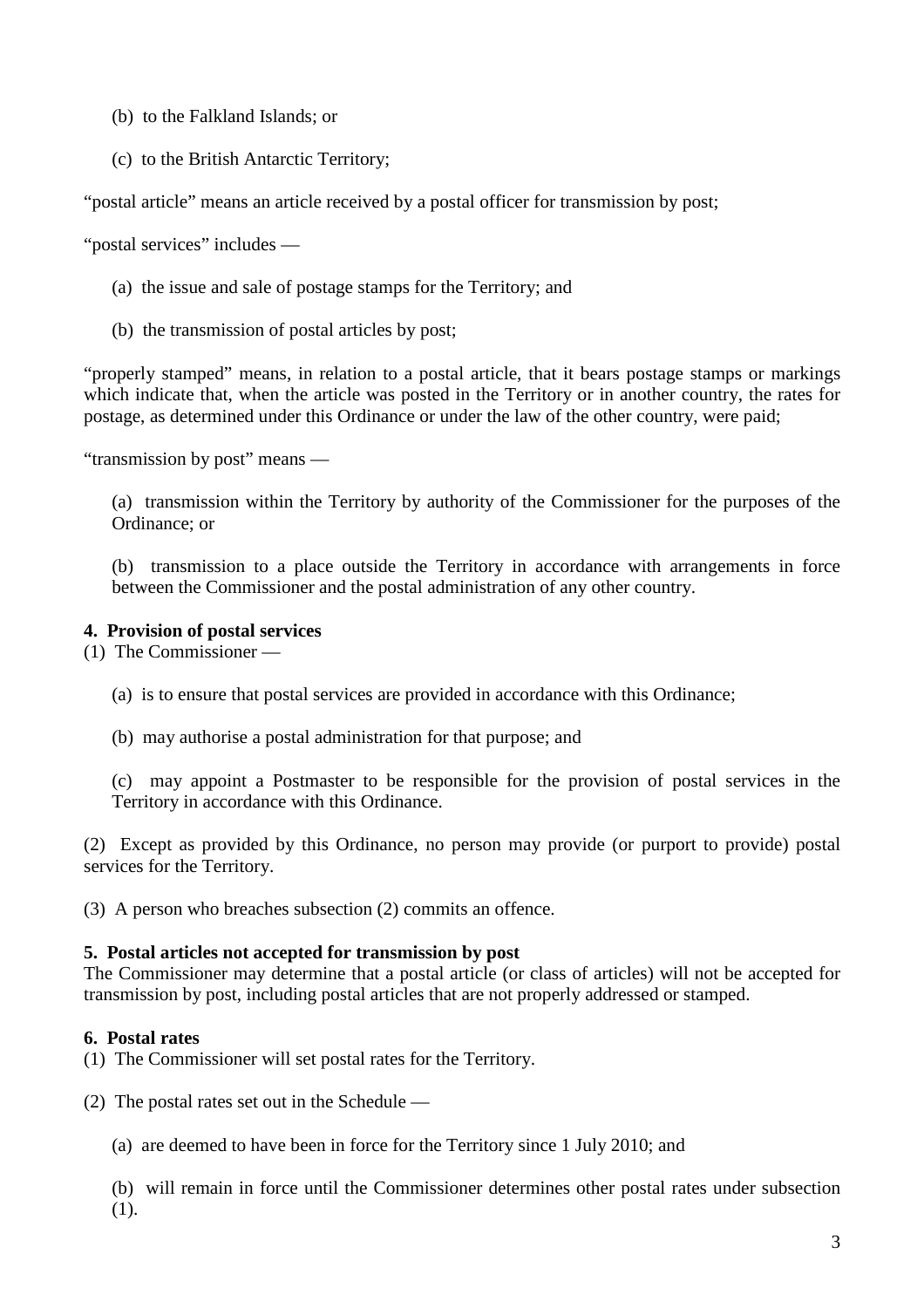(b) to the Falkland Islands; or

(c) to the British Antarctic Territory;

“postal article” means an article received by a postal officer for transmission by post;

“postal services” includes —

(a) the issue and sale of postage stamps for the Territory; and

(b) the transmission of postal articles by post;

“properly stamped” means, in relation to a postal article, that it bears postage stamps or markings which indicate that, when the article was posted in the Territory or in another country, the rates for postage, as determined under this Ordinance or under the law of the other country, were paid;

“transmission by post” means —

(a) transmission within the Territory by authority of the Commissioner for the purposes of the Ordinance; or

(b) transmission to a place outside the Territory in accordance with arrangements in force between the Commissioner and the postal administration of any other country.

**4. Provision of postal services**

(1) The Commissioner —

(a) is to ensure that postal services are provided in accordance with this Ordinance;

(b) may authorise a postal administration for that purpose; and

(c) may appoint a Postmaster to be responsible for the provision of postal services in the Territory in accordance with this Ordinance.

(2) Except as provided by this Ordinance, no person may provide (or purport to provide) postal services for the Territory.

(3) A person who breaches subsection (2) commits an offence.

**5. Postal articles not accepted for transmission by post**

The Commissioner may determine that a postal article (or class of articles) will not be accepted for transmission by post, including postal articles that are not properly addressed or stamped.

**6. Postal rates**

(1) The Commissioner will set postal rates for the Territory.

(2) The postal rates set out in the Schedule —

(a) are deemed to have been in force for the Territory since 1 July 2010; and

(b) will remain in force until the Commissioner determines other postal rates under subsection (1).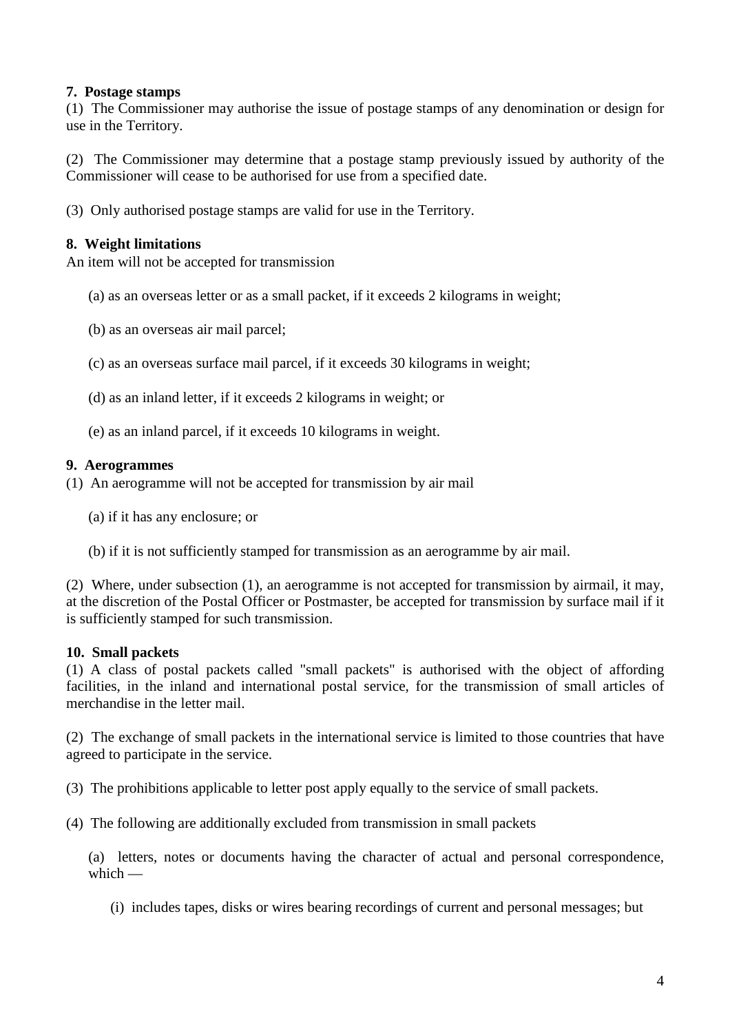**7. Postage stamps**

(1) The Commissioner may authorise the issue of postage stamps of any denomination or design for use in the Territory.

(2) The Commissioner may determine that a postage stamp previously issued by authority of the Commissioner will cease to be authorised for use from a specified date.

(3) Only authorised postage stamps are valid for use in the Territory.

**8. Weight limitations**

An item will not be accepted for transmission

(a) as an overseas letter or as a small packet, if it exceeds 2 kilograms in weight;

(b) as an overseas air mail parcel;

(c) as an overseas surface mail parcel, if it exceeds 30 kilograms in weight;

(d) as an inland letter, if it exceeds 2 kilograms in weight; or

(e) as an inland parcel, if it exceeds 10 kilograms in weight.

**9. Aerogrammes**

(1) An aerogramme will not be accepted for transmission by air mail

(a) if it has any enclosure; or

(b) if it is not sufficiently stamped for transmission as an aerogramme by air mail.

(2) Where, under subsection (1), an aerogramme is not accepted for transmission by airmail, it may, at the discretion of the Postal Officer or Postmaster, be accepted for transmission by surface mail if it is sufficiently stamped for such transmission.

**10. Small packets**

(1) A class of postal packets called "small packets" is authorised with the object of affording facilities, in the inland and international postal service, for the transmission of small articles of merchandise in the letter mail.

(2) The exchange of small packets in the international service is limited to those countries that have agreed to participate in the service.

(3) The prohibitions applicable to letter post apply equally to the service of small packets.

(4) The following are additionally excluded from transmission in small packets

(a) letters, notes or documents having the character of actual and personal correspondence, which —

(i) includes tapes, disks or wires bearing recordings of current and personal messages; but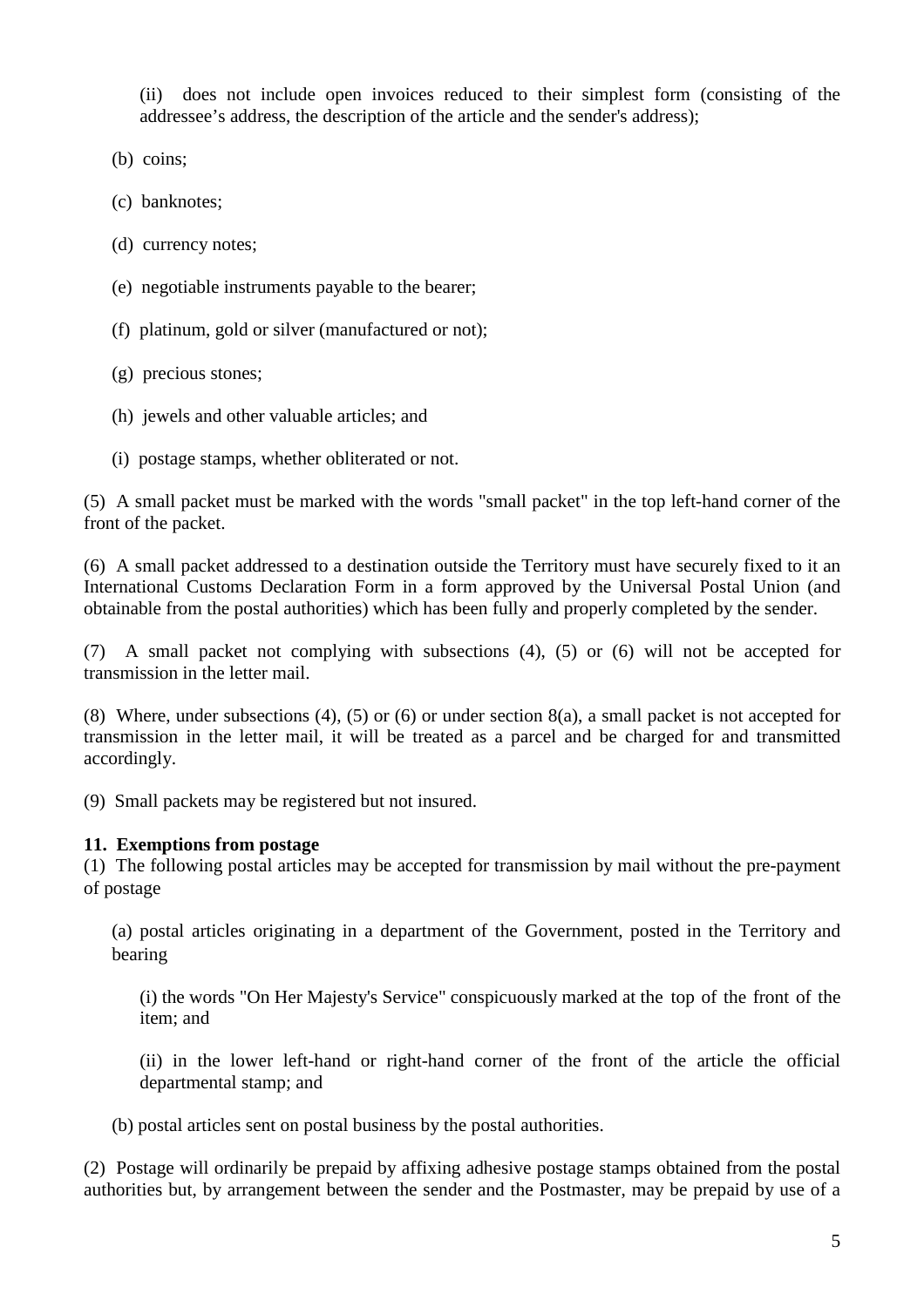(ii) does not include open invoices reduced to their simplest form (consisting of the addressee's address, the description of the article and the sender's address);

(b) coins;

(c) banknotes;

(d) currency notes;

(e) negotiable instruments payable to the bearer;

(f) platinum, gold or silver (manufactured or not);

(g) precious stones;

(h) jewels and other valuable articles; and

(i) postage stamps, whether obliterated or not.

(5) A small packet must be marked with the words "small packet" in the top left-hand corner of the front of the packet.

(6) A small packet addressed to a destination outside the Territory must have securely fixed to it an International Customs Declaration Form in a form approved by the Universal Postal Union (and obtainable from the postal authorities) which has been fully and properly completed by the sender.

(7) A small packet not complying with subsections (4), (5) or (6) will not be accepted for transmission in the letter mail.

(8) Where, under subsections (4), (5) or (6) or under section 8(a), a small packet is not accepted for transmission in the letter mail, it will be treated as a parcel and be charged for and transmitted accordingly.

(9) Small packets may be registered but not insured.

**11. Exemptions from postage**

(1) The following postal articles may be accepted for transmission by mail without the pre-payment of postage

(a) postal articles originating in a department of the Government, posted in the Territory and bearing

(i) the words "On Her Majesty's Service" conspicuously marked at the top of the front of the item; and

(ii) in the lower left-hand or right-hand corner of the front of the article the official departmental stamp; and

(b) postal articles sent on postal business by the postal authorities.

(2) Postage will ordinarily be prepaid by affixing adhesive postage stamps obtained from the postal authorities but, by arrangement between the sender and the Postmaster, may be prepaid by use of a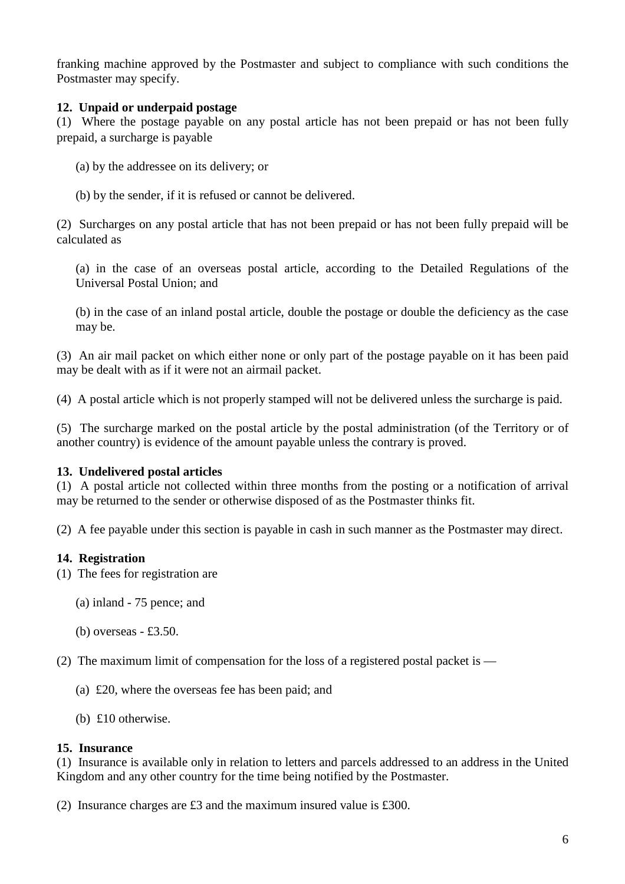franking machine approved by the Postmaster and subject to compliance with such conditions the Postmaster may specify.

**12. Unpaid or underpaid postage**

(1) Where the postage payable on any postal article has not been prepaid or has not been fully prepaid, a surcharge is payable

(a) by the addressee on its delivery; or

(b) by the sender, if it is refused or cannot be delivered.

(2) Surcharges on any postal article that has not been prepaid or has not been fully prepaid will be calculated as

(a) in the case of an overseas postal article, according to the Detailed Regulations of the Universal Postal Union; and

(b) in the case of an inland postal article, double the postage or double the deficiency as the case may be.

(3) An air mail packet on which either none or only part of the postage payable on it has been paid may be dealt with as if it were not an airmail packet.

(4) A postal article which is not properly stamped will not be delivered unless the surcharge is paid.

(5) The surcharge marked on the postal article by the postal administration (of the Territory or of another country) is evidence of the amount payable unless the contrary is proved.

**13. Undelivered postal articles**

(1) A postal article not collected within three months from the posting or a notification of arrival may be returned to the sender or otherwise disposed of as the Postmaster thinks fit.

(2) A fee payable under this section is payable in cash in such manner as the Postmaster may direct.

**14. Registration**

(1) The fees for registration are

(a) inland - 75 pence; and

(b) overseas - £3.50.

(2) The maximum limit of compensation for the loss of a registered postal packet is —

(a) £20, where the overseas fee has been paid; and

(b) £10 otherwise.

**15. Insurance**

(1) Insurance is available only in relation to letters and parcels addressed to an address in the United Kingdom and any other country for the time being notified by the Postmaster.

(2) Insurance charges are £3 and the maximum insured value is £300.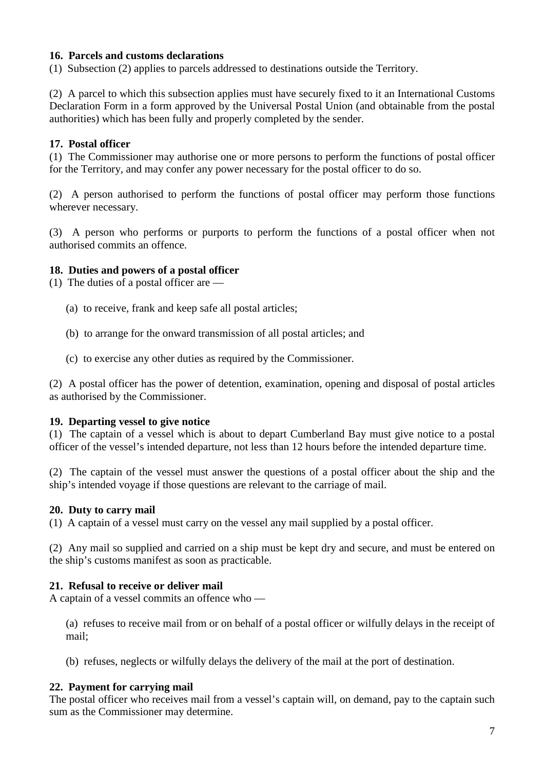**16. Parcels and customs declarations**

(1) Subsection (2) applies to parcels addressed to destinations outside the Territory.

(2) A parcel to which this subsection applies must have securely fixed to it an International Customs Declaration Form in a form approved by the Universal Postal Union (and obtainable from the postal authorities) which has been fully and properly completed by the sender.

**17. Postal officer**

(1) The Commissioner may authorise one or more persons to perform the functions of postal officer for the Territory, and may confer any power necessary for the postal officer to do so.

(2) A person authorised to perform the functions of postal officer may perform those functions wherever necessary.

(3) A person who performs or purports to perform the functions of a postal officer when not authorised commits an offence.

**18. Duties and powers of a postal officer**

(1) The duties of a postal officer are —

(a) to receive, frank and keep safe all postal articles;

(b) to arrange for the onward transmission of all postal articles; and

(c) to exercise any other duties as required by the Commissioner.

(2) A postal officer has the power of detention, examination, opening and disposal of postal articles as authorised by the Commissioner.

**19. Departing vessel to give notice**

(1) The captain of a vessel which is about to depart Cumberland Bay must give notice to a postal officer of the vessel's intended departure, not less than 12 hours before the intended departure time.

(2) The captain of the vessel must answer the questions of a postal officer about the ship and the ship's intended voyage if those questions are relevant to the carriage of mail.

**20. Duty to carry mail**

(1) A captain of a vessel must carry on the vessel any mail supplied by a postal officer.

(2) Any mail so supplied and carried on a ship must be kept dry and secure, and must be entered on the ship's customs manifest as soon as practicable.

**21. Refusal to receive or deliver mail**

A captain of a vessel commits an offence who —

(a) refuses to receive mail from or on behalf of a postal officer or wilfully delays in the receipt of mail;

(b) refuses, neglects or wilfully delays the delivery of the mail at the port of destination.

**22. Payment for carrying mail**

The postal officer who receives mail from a vessel's captain will, on demand, pay to the captain such sum as the Commissioner may determine.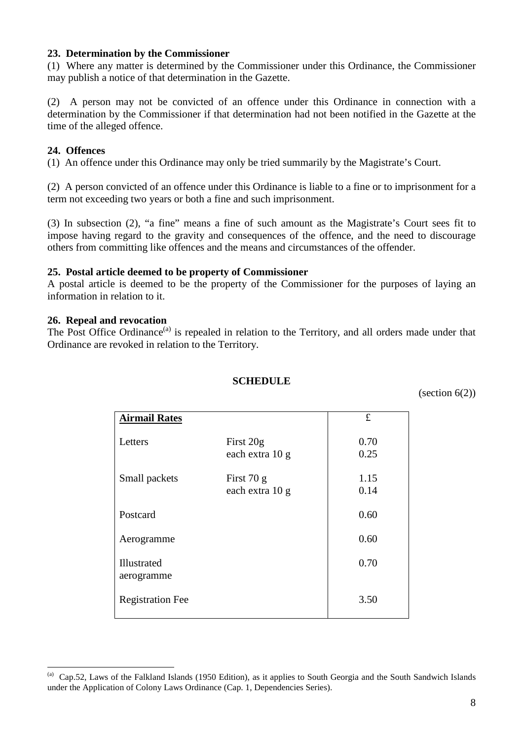**23. Determination by the Commissioner**

(1) Where any matter is determined by the Commissioner under this Ordinance, the Commissioner may publish a notice of that determination in the Gazette.

(2) A person may not be convicted of an offence under this Ordinance in connection with a determination by the Commissioner if that determination had not been notified in the Gazette at the time of the alleged offence.

**24. Offences**

(1) An offence under this Ordinance may only be tried summarily by the Magistrate's Court.

(2) A person convicted of an offence under this Ordinance is liable to a fine or to imprisonment for a term not exceeding two years or both a fine and such imprisonment.

(3) In subsection (2), "a fine" means a fine of such amount as the Magistrate's Court sees fit to impose having regard to the gravity and consequences of the offence, and the need to discourage others from committing like offences and the means and circumstances of the offender.

**25. Postal article deemed to be property of Commissioner**

A postal article is deemed to be the property of the Commissioner for the purposes of laying an information in relation to it.

**26. Repeal and revocation**

The Post Office Ordinance[(a)] is repealed in relation to the Territory, and all orders made under that Ordinance are revoked in relation to the Territory.

**SCHEDULE**

(section 6(2))

| **Airmail Rates** | | £ |
|---|---|---|
| Letters | First 20g | 0.70 |
| | each extra 10 g | 0.25 |
| Small packets | First 70 g | 1.15 |
| | each extra 10 g | 0.14 |
| Postcard | | 0.60 |
| Aerogramme | | 0.60 |
| Illustrated aerogramme | | 0.70 |
| Registration Fee | | 3.50 |

---

[(a)] Cap.52, Laws of the Falkland Islands (1950 Edition), as it applies to South Georgia and the South Sandwich Islands under the Application of Colony Laws Ordinance (Cap. 1, Dependencies Series).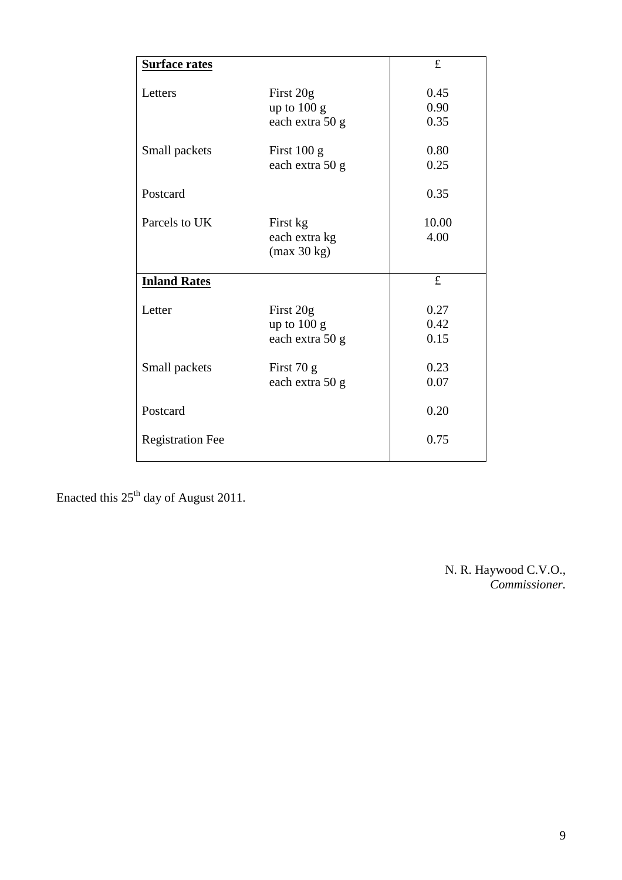| | | |
|---|---|---|
| **Surface rates** | | £ |
| Letters | First 20g<br>up to 100 g<br>each extra 50 g | 0.45<br>0.90<br>0.35 |
| Small packets | First 100 g<br>each extra 50 g | 0.80<br>0.25 |
| Postcard | | 0.35 |
| Parcels to UK | First kg<br>each extra kg<br>(max 30 kg) | 10.00<br>4.00 |
| **Inland Rates** | | £ |
| Letter | First 20g<br>up to 100 g<br>each extra 50 g | 0.27<br>0.42<br>0.15 |
| Small packets | First 70 g<br>each extra 50 g | 0.23<br>0.07 |
| Postcard | | 0.20 |
| Registration Fee | | 0.75 |

Enacted this 25th day of August 2011.

N. R. Haywood C.V.O.,
*Commissioner.*